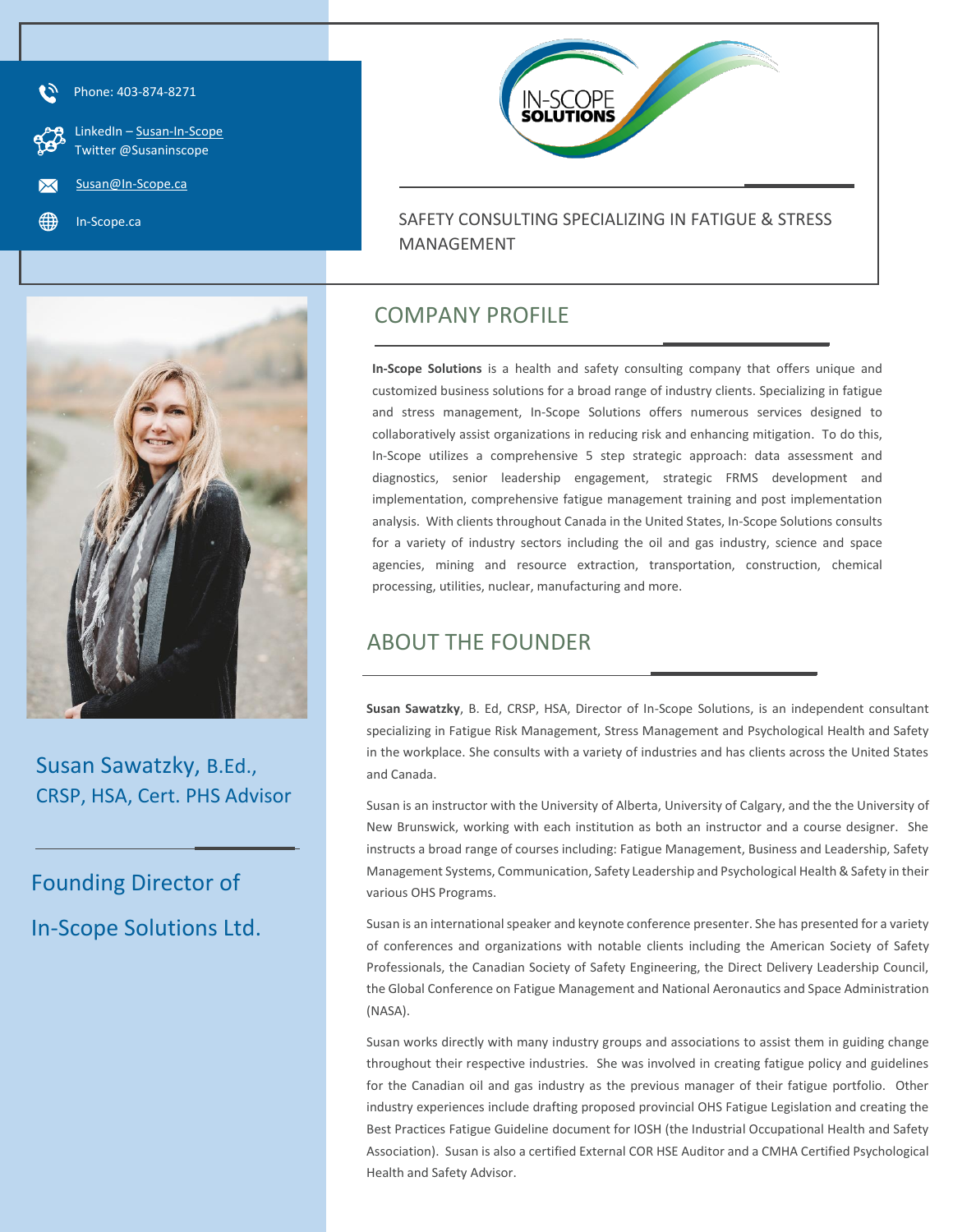Phone: 403-874-8271

LinkedIn – Susan-In-Scope
Twitter @Susaninscope

Susan@In-Scope.ca

In-Scope.ca

IN-SCOPE SOLUTIONS

SAFETY CONSULTING SPECIALIZING IN FATIGUE & STRESS MANAGEMENT

Susan Sawatzky, B.Ed., CRSP, HSA, Cert. PHS Advisor

Founding Director of In-Scope Solutions Ltd.

## COMPANY PROFILE

**In-Scope Solutions** is a health and safety consulting company that offers unique and customized business solutions for a broad range of industry clients. Specializing in fatigue and stress management, In-Scope Solutions offers numerous services designed to collaboratively assist organizations in reducing risk and enhancing mitigation. To do this, In-Scope utilizes a comprehensive 5 step strategic approach: data assessment and diagnostics, senior leadership engagement, strategic FRMS development and implementation, comprehensive fatigue management training and post implementation analysis. With clients throughout Canada in the United States, In-Scope Solutions consults for a variety of industry sectors including the oil and gas industry, science and space agencies, mining and resource extraction, transportation, construction, chemical processing, utilities, nuclear, manufacturing and more.

## ABOUT THE FOUNDER

**Susan Sawatzky**, B. Ed, CRSP, HSA, Director of In-Scope Solutions, is an independent consultant specializing in Fatigue Risk Management, Stress Management and Psychological Health and Safety in the workplace. She consults with a variety of industries and has clients across the United States and Canada.

Susan is an instructor with the University of Alberta, University of Calgary, and the the University of New Brunswick, working with each institution as both an instructor and a course designer. She instructs a broad range of courses including: Fatigue Management, Business and Leadership, Safety Management Systems, Communication, Safety Leadership and Psychological Health & Safety in their various OHS Programs.

Susan is an international speaker and keynote conference presenter. She has presented for a variety of conferences and organizations with notable clients including the American Society of Safety Professionals, the Canadian Society of Safety Engineering, the Direct Delivery Leadership Council, the Global Conference on Fatigue Management and National Aeronautics and Space Administration (NASA).

Susan works directly with many industry groups and associations to assist them in guiding change throughout their respective industries. She was involved in creating fatigue policy and guidelines for the Canadian oil and gas industry as the previous manager of their fatigue portfolio. Other industry experiences include drafting proposed provincial OHS Fatigue Legislation and creating the Best Practices Fatigue Guideline document for IOSH (the Industrial Occupational Health and Safety Association). Susan is also a certified External COR HSE Auditor and a CMHA Certified Psychological Health and Safety Advisor.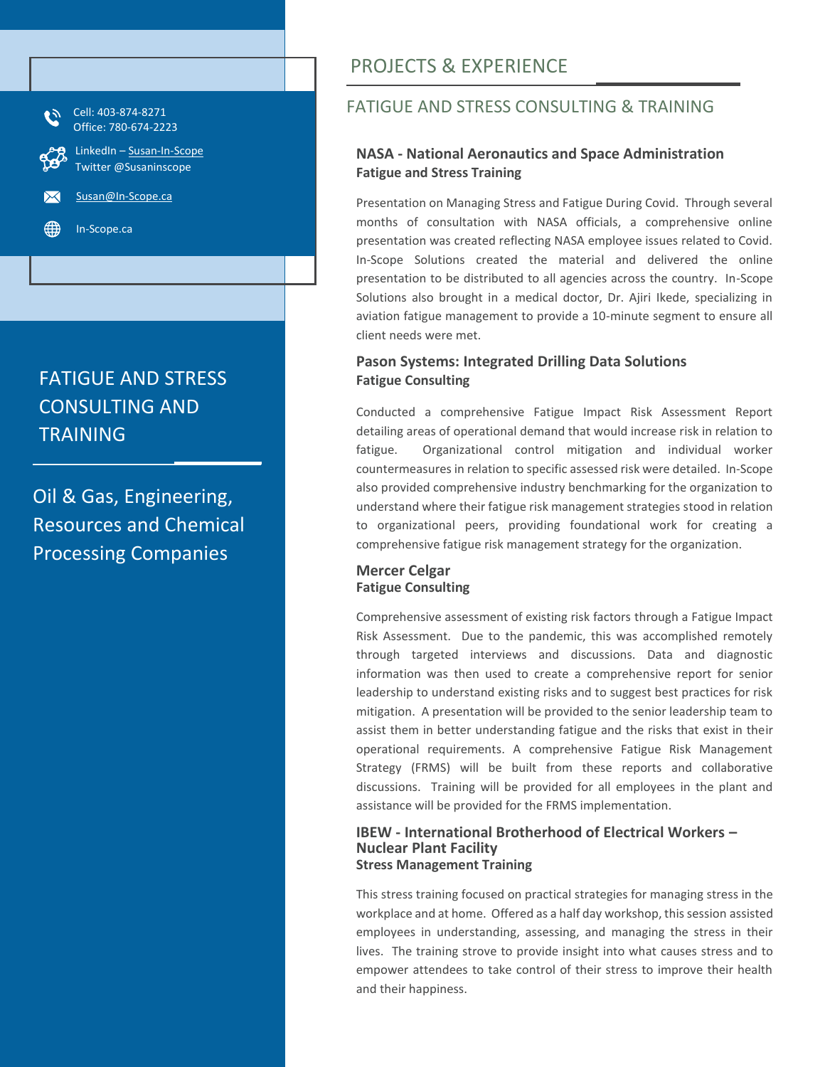Cell: 403-874-8271
Office: 780-674-2223

LinkedIn – Susan-In-Scope
Twitter @Susaninscope

Susan@In-Scope.ca

In-Scope.ca

FATIGUE AND STRESS CONSULTING AND TRAINING

Oil & Gas, Engineering, Resources and Chemical Processing Companies

# PROJECTS & EXPERIENCE

## FATIGUE AND STRESS CONSULTING & TRAINING

### NASA - National Aeronautics and Space Administration
**Fatigue and Stress Training**

Presentation on Managing Stress and Fatigue During Covid. Through several months of consultation with NASA officials, a comprehensive online presentation was created reflecting NASA employee issues related to Covid. In-Scope Solutions created the material and delivered the online presentation to be distributed to all agencies across the country. In-Scope Solutions also brought in a medical doctor, Dr. Ajiri Ikede, specializing in aviation fatigue management to provide a 10-minute segment to ensure all client needs were met.

### Pason Systems: Integrated Drilling Data Solutions
**Fatigue Consulting**

Conducted a comprehensive Fatigue Impact Risk Assessment Report detailing areas of operational demand that would increase risk in relation to fatigue. Organizational control mitigation and individual worker countermeasures in relation to specific assessed risk were detailed. In-Scope also provided comprehensive industry benchmarking for the organization to understand where their fatigue risk management strategies stood in relation to organizational peers, providing foundational work for creating a comprehensive fatigue risk management strategy for the organization.

### Mercer Celgar
**Fatigue Consulting**

Comprehensive assessment of existing risk factors through a Fatigue Impact Risk Assessment. Due to the pandemic, this was accomplished remotely through targeted interviews and discussions. Data and diagnostic information was then used to create a comprehensive report for senior leadership to understand existing risks and to suggest best practices for risk mitigation. A presentation will be provided to the senior leadership team to assist them in better understanding fatigue and the risks that exist in their operational requirements. A comprehensive Fatigue Risk Management Strategy (FRMS) will be built from these reports and collaborative discussions. Training will be provided for all employees in the plant and assistance will be provided for the FRMS implementation.

### IBEW - International Brotherhood of Electrical Workers – Nuclear Plant Facility
**Stress Management Training**

This stress training focused on practical strategies for managing stress in the workplace and at home. Offered as a half day workshop, this session assisted employees in understanding, assessing, and managing the stress in their lives. The training strove to provide insight into what causes stress and to empower attendees to take control of their stress to improve their health and their happiness.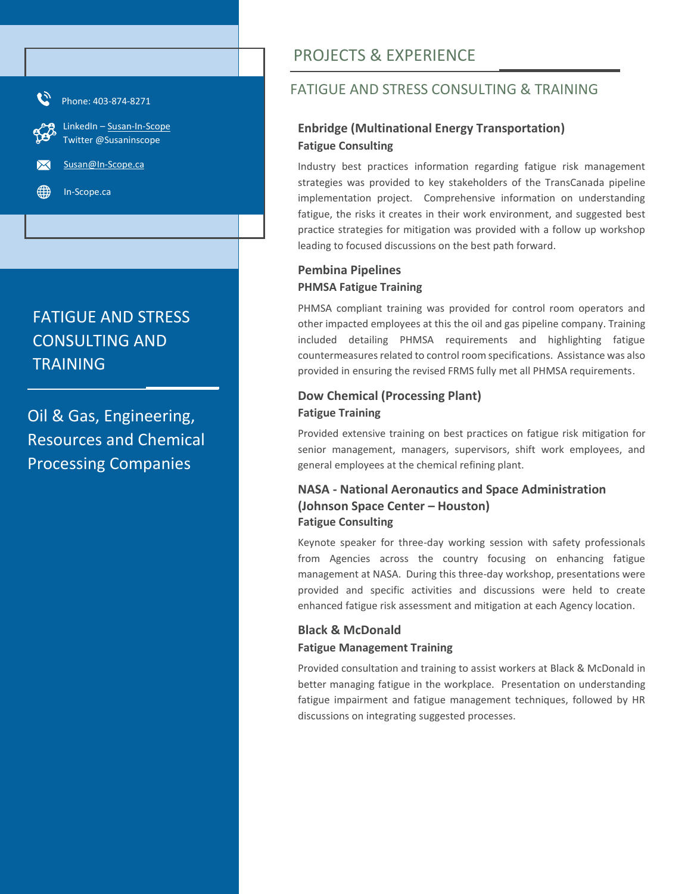Phone: 403-874-8271

LinkedIn – Susan-In-Scope
Twitter @Susaninscope

Susan@In-Scope.ca

In-Scope.ca

FATIGUE AND STRESS CONSULTING AND TRAINING

Oil & Gas, Engineering, Resources and Chemical Processing Companies

# PROJECTS & EXPERIENCE

## FATIGUE AND STRESS CONSULTING & TRAINING

### Enbridge (Multinational Energy Transportation)

**Fatigue Consulting**

Industry best practices information regarding fatigue risk management strategies was provided to key stakeholders of the TransCanada pipeline implementation project. Comprehensive information on understanding fatigue, the risks it creates in their work environment, and suggested best practice strategies for mitigation was provided with a follow up workshop leading to focused discussions on the best path forward.

### Pembina Pipelines

**PHMSA Fatigue Training**

PHMSA compliant training was provided for control room operators and other impacted employees at this the oil and gas pipeline company. Training included detailing PHMSA requirements and highlighting fatigue countermeasures related to control room specifications. Assistance was also provided in ensuring the revised FRMS fully met all PHMSA requirements.

### Dow Chemical (Processing Plant)

**Fatigue Training**

Provided extensive training on best practices on fatigue risk mitigation for senior management, managers, supervisors, shift work employees, and general employees at the chemical refining plant.

### NASA - National Aeronautics and Space Administration (Johnson Space Center – Houston)

**Fatigue Consulting**

Keynote speaker for three-day working session with safety professionals from Agencies across the country focusing on enhancing fatigue management at NASA. During this three-day workshop, presentations were provided and specific activities and discussions were held to create enhanced fatigue risk assessment and mitigation at each Agency location.

### Black & McDonald

**Fatigue Management Training**

Provided consultation and training to assist workers at Black & McDonald in better managing fatigue in the workplace. Presentation on understanding fatigue impairment and fatigue management techniques, followed by HR discussions on integrating suggested processes.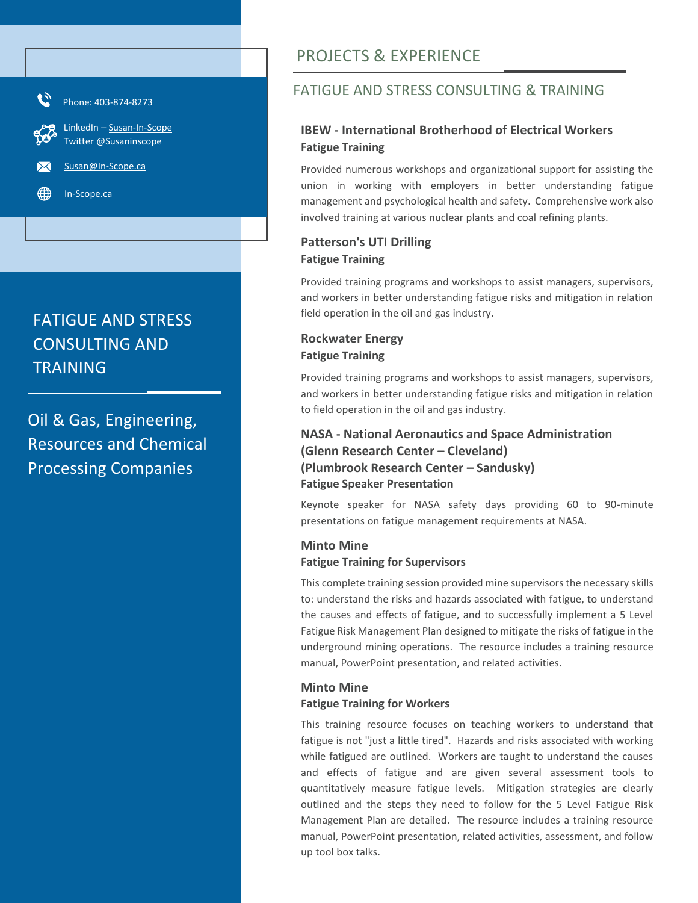Phone: 403-874-8273

LinkedIn – Susan-In-Scope
Twitter @Susaninscope

Susan@In-Scope.ca

In-Scope.ca

FATIGUE AND STRESS CONSULTING AND TRAINING

Oil & Gas, Engineering, Resources and Chemical Processing Companies

# PROJECTS & EXPERIENCE

## FATIGUE AND STRESS CONSULTING & TRAINING

### IBEW - International Brotherhood of Electrical Workers
**Fatigue Training**

Provided numerous workshops and organizational support for assisting the union in working with employers in better understanding fatigue management and psychological health and safety. Comprehensive work also involved training at various nuclear plants and coal refining plants.

### Patterson's UTI Drilling
**Fatigue Training**

Provided training programs and workshops to assist managers, supervisors, and workers in better understanding fatigue risks and mitigation in relation field operation in the oil and gas industry.

### Rockwater Energy
**Fatigue Training**

Provided training programs and workshops to assist managers, supervisors, and workers in better understanding fatigue risks and mitigation in relation to field operation in the oil and gas industry.

### NASA - National Aeronautics and Space Administration (Glenn Research Center – Cleveland) (Plumbrook Research Center – Sandusky)
**Fatigue Speaker Presentation**

Keynote speaker for NASA safety days providing 60 to 90-minute presentations on fatigue management requirements at NASA.

### Minto Mine
**Fatigue Training for Supervisors**

This complete training session provided mine supervisors the necessary skills to: understand the risks and hazards associated with fatigue, to understand the causes and effects of fatigue, and to successfully implement a 5 Level Fatigue Risk Management Plan designed to mitigate the risks of fatigue in the underground mining operations. The resource includes a training resource manual, PowerPoint presentation, and related activities.

### Minto Mine
**Fatigue Training for Workers**

This training resource focuses on teaching workers to understand that fatigue is not "just a little tired". Hazards and risks associated with working while fatigued are outlined. Workers are taught to understand the causes and effects of fatigue and are given several assessment tools to quantitatively measure fatigue levels. Mitigation strategies are clearly outlined and the steps they need to follow for the 5 Level Fatigue Risk Management Plan are detailed. The resource includes a training resource manual, PowerPoint presentation, related activities, assessment, and follow up tool box talks.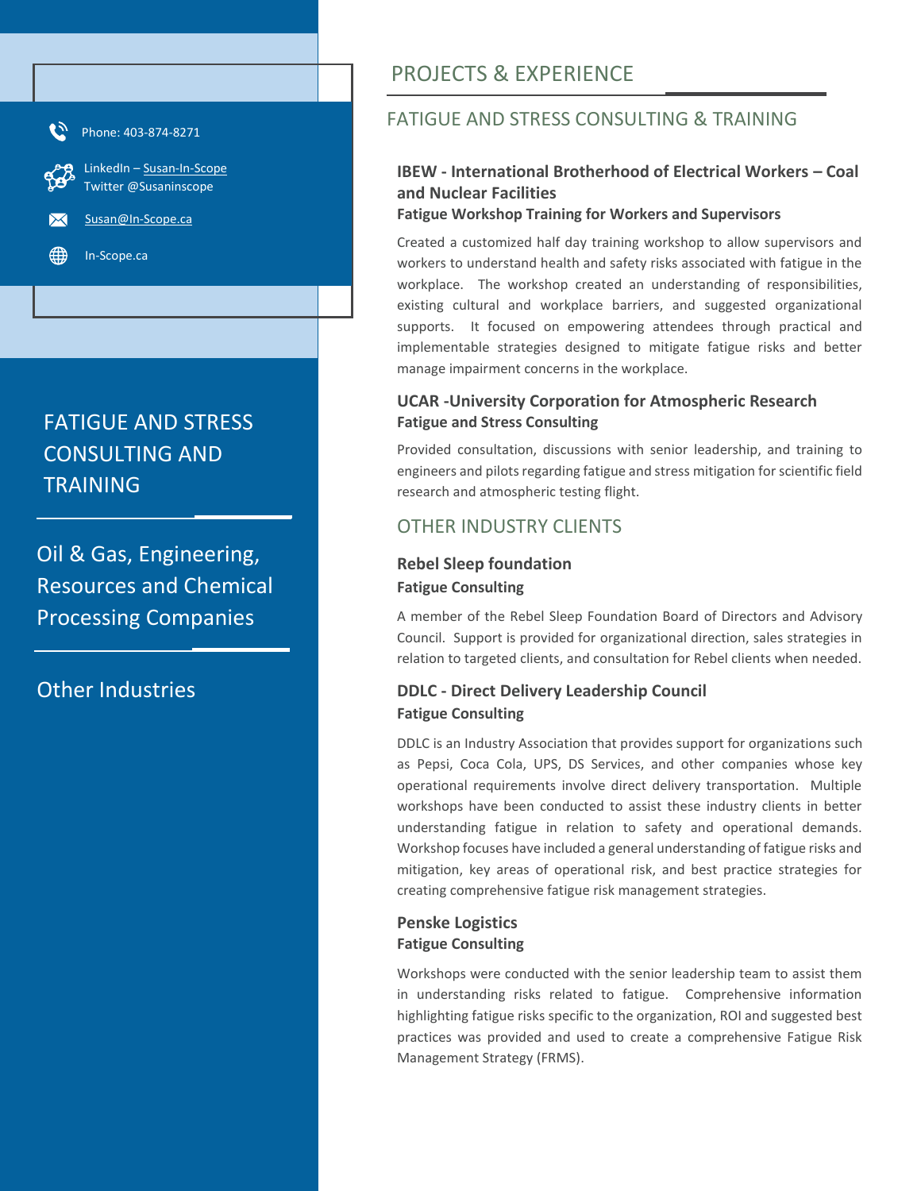Phone: 403-874-8271

LinkedIn – Susan-In-Scope
Twitter @Susaninscope

Susan@In-Scope.ca

In-Scope.ca

FATIGUE AND STRESS CONSULTING AND TRAINING

Oil & Gas, Engineering, Resources and Chemical Processing Companies

Other Industries

# PROJECTS & EXPERIENCE

## FATIGUE AND STRESS CONSULTING & TRAINING

### IBEW - International Brotherhood of Electrical Workers – Coal and Nuclear Facilities

**Fatigue Workshop Training for Workers and Supervisors**

Created a customized half day training workshop to allow supervisors and workers to understand health and safety risks associated with fatigue in the workplace. The workshop created an understanding of responsibilities, existing cultural and workplace barriers, and suggested organizational supports. It focused on empowering attendees through practical and implementable strategies designed to mitigate fatigue risks and better manage impairment concerns in the workplace.

### UCAR -University Corporation for Atmospheric Research

**Fatigue and Stress Consulting**

Provided consultation, discussions with senior leadership, and training to engineers and pilots regarding fatigue and stress mitigation for scientific field research and atmospheric testing flight.

## OTHER INDUSTRY CLIENTS

### Rebel Sleep foundation

**Fatigue Consulting**

A member of the Rebel Sleep Foundation Board of Directors and Advisory Council. Support is provided for organizational direction, sales strategies in relation to targeted clients, and consultation for Rebel clients when needed.

### DDLC - Direct Delivery Leadership Council

**Fatigue Consulting**

DDLC is an Industry Association that provides support for organizations such as Pepsi, Coca Cola, UPS, DS Services, and other companies whose key operational requirements involve direct delivery transportation. Multiple workshops have been conducted to assist these industry clients in better understanding fatigue in relation to safety and operational demands. Workshop focuses have included a general understanding of fatigue risks and mitigation, key areas of operational risk, and best practice strategies for creating comprehensive fatigue risk management strategies.

### Penske Logistics

**Fatigue Consulting**

Workshops were conducted with the senior leadership team to assist them in understanding risks related to fatigue. Comprehensive information highlighting fatigue risks specific to the organization, ROI and suggested best practices was provided and used to create a comprehensive Fatigue Risk Management Strategy (FRMS).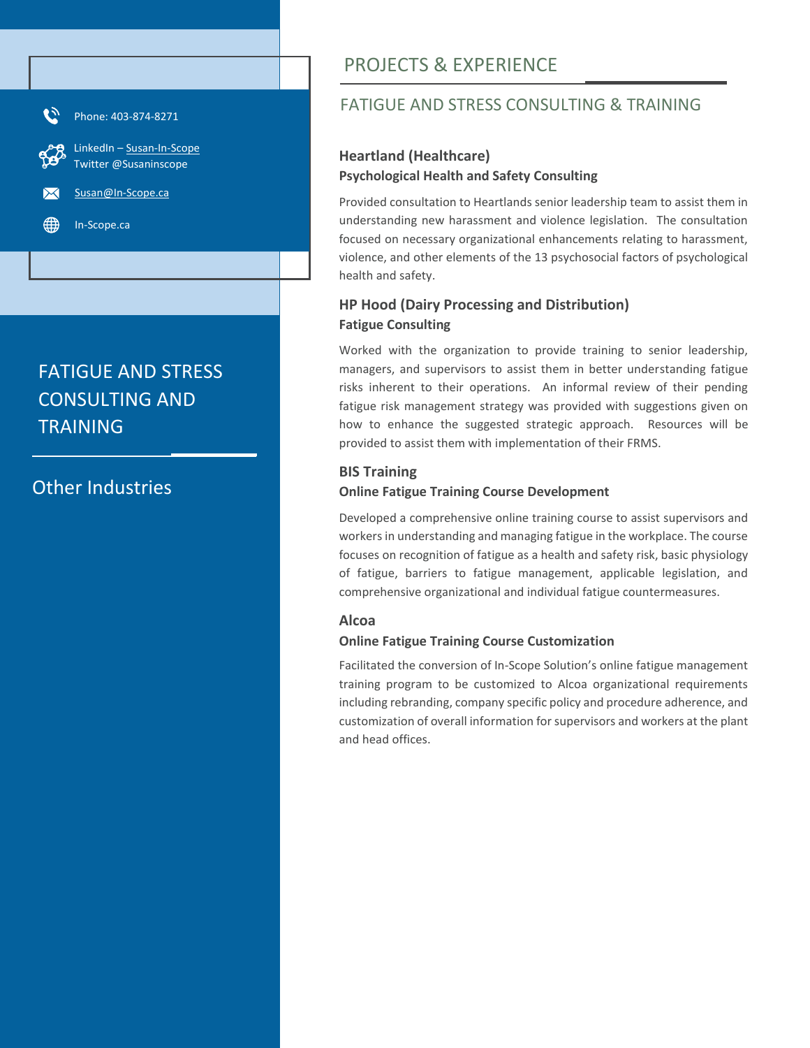Phone: 403-874-8271

LinkedIn – Susan-In-Scope
Twitter @Susaninscope

Susan@In-Scope.ca

In-Scope.ca

FATIGUE AND STRESS CONSULTING AND TRAINING

Other Industries

# PROJECTS & EXPERIENCE

## FATIGUE AND STRESS CONSULTING & TRAINING

### Heartland (Healthcare)

**Psychological Health and Safety Consulting**

Provided consultation to Heartlands senior leadership team to assist them in understanding new harassment and violence legislation. The consultation focused on necessary organizational enhancements relating to harassment, violence, and other elements of the 13 psychosocial factors of psychological health and safety.

### HP Hood (Dairy Processing and Distribution)

**Fatigue Consulting**

Worked with the organization to provide training to senior leadership, managers, and supervisors to assist them in better understanding fatigue risks inherent to their operations. An informal review of their pending fatigue risk management strategy was provided with suggestions given on how to enhance the suggested strategic approach. Resources will be provided to assist them with implementation of their FRMS.

### BIS Training

**Online Fatigue Training Course Development**

Developed a comprehensive online training course to assist supervisors and workers in understanding and managing fatigue in the workplace. The course focuses on recognition of fatigue as a health and safety risk, basic physiology of fatigue, barriers to fatigue management, applicable legislation, and comprehensive organizational and individual fatigue countermeasures.

### Alcoa

**Online Fatigue Training Course Customization**

Facilitated the conversion of In-Scope Solution's online fatigue management training program to be customized to Alcoa organizational requirements including rebranding, company specific policy and procedure adherence, and customization of overall information for supervisors and workers at the plant and head offices.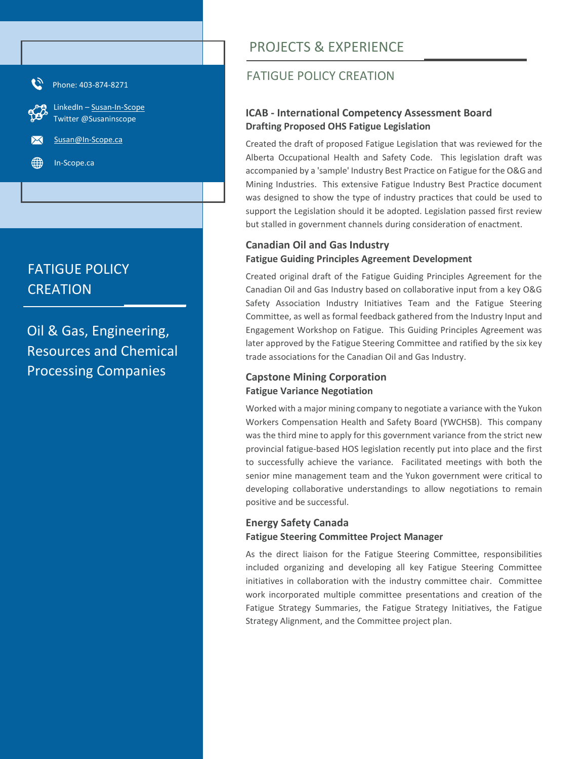Phone: 403-874-8271

LinkedIn – Susan-In-Scope
Twitter @Susaninscope

Susan@In-Scope.ca

In-Scope.ca

## FATIGUE POLICY CREATION

Oil & Gas, Engineering, Resources and Chemical Processing Companies

# PROJECTS & EXPERIENCE

## FATIGUE POLICY CREATION

### ICAB - International Competency Assessment Board
**Drafting Proposed OHS Fatigue Legislation**

Created the draft of proposed Fatigue Legislation that was reviewed for the Alberta Occupational Health and Safety Code. This legislation draft was accompanied by a 'sample' Industry Best Practice on Fatigue for the O&G and Mining Industries. This extensive Fatigue Industry Best Practice document was designed to show the type of industry practices that could be used to support the Legislation should it be adopted. Legislation passed first review but stalled in government channels during consideration of enactment.

### Canadian Oil and Gas Industry
**Fatigue Guiding Principles Agreement Development**

Created original draft of the Fatigue Guiding Principles Agreement for the Canadian Oil and Gas Industry based on collaborative input from a key O&G Safety Association Industry Initiatives Team and the Fatigue Steering Committee, as well as formal feedback gathered from the Industry Input and Engagement Workshop on Fatigue. This Guiding Principles Agreement was later approved by the Fatigue Steering Committee and ratified by the six key trade associations for the Canadian Oil and Gas Industry.

### Capstone Mining Corporation
**Fatigue Variance Negotiation**

Worked with a major mining company to negotiate a variance with the Yukon Workers Compensation Health and Safety Board (YWCHSB). This company was the third mine to apply for this government variance from the strict new provincial fatigue-based HOS legislation recently put into place and the first to successfully achieve the variance. Facilitated meetings with both the senior mine management team and the Yukon government were critical to developing collaborative understandings to allow negotiations to remain positive and be successful.

### Energy Safety Canada
**Fatigue Steering Committee Project Manager**

As the direct liaison for the Fatigue Steering Committee, responsibilities included organizing and developing all key Fatigue Steering Committee initiatives in collaboration with the industry committee chair. Committee work incorporated multiple committee presentations and creation of the Fatigue Strategy Summaries, the Fatigue Strategy Initiatives, the Fatigue Strategy Alignment, and the Committee project plan.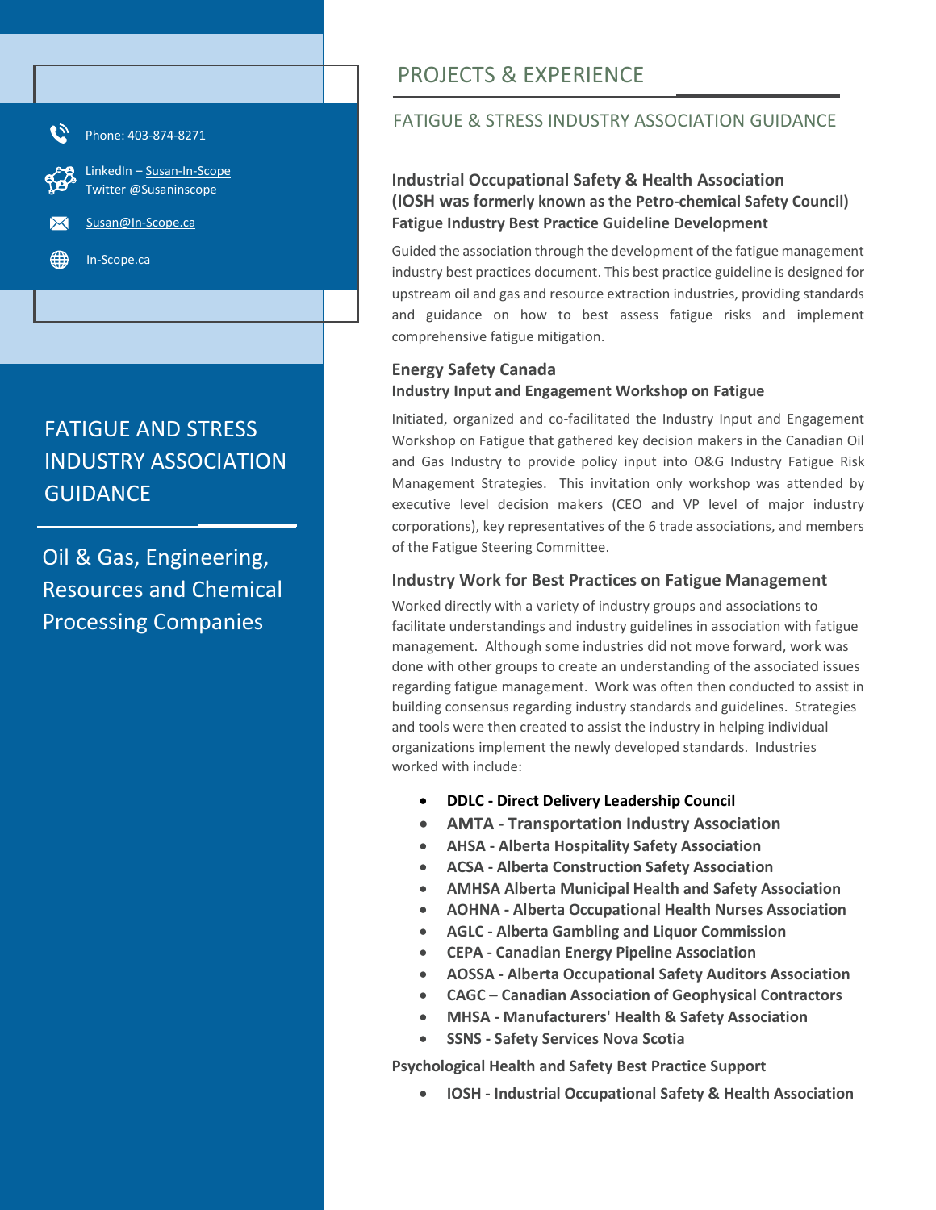Phone: 403-874-8271

LinkedIn – Susan-In-Scope
Twitter @Susaninscope

Susan@In-Scope.ca

In-Scope.ca

FATIGUE AND STRESS INDUSTRY ASSOCIATION GUIDANCE

Oil & Gas, Engineering, Resources and Chemical Processing Companies

# PROJECTS & EXPERIENCE

## FATIGUE & STRESS INDUSTRY ASSOCIATION GUIDANCE

### Industrial Occupational Safety & Health Association (IOSH was formerly known as the Petro-chemical Safety Council)

**Fatigue Industry Best Practice Guideline Development**

Guided the association through the development of the fatigue management industry best practices document. This best practice guideline is designed for upstream oil and gas and resource extraction industries, providing standards and guidance on how to best assess fatigue risks and implement comprehensive fatigue mitigation.

### Energy Safety Canada

**Industry Input and Engagement Workshop on Fatigue**

Initiated, organized and co-facilitated the Industry Input and Engagement Workshop on Fatigue that gathered key decision makers in the Canadian Oil and Gas Industry to provide policy input into O&G Industry Fatigue Risk Management Strategies. This invitation only workshop was attended by executive level decision makers (CEO and VP level of major industry corporations), key representatives of the 6 trade associations, and members of the Fatigue Steering Committee.

### Industry Work for Best Practices on Fatigue Management

Worked directly with a variety of industry groups and associations to facilitate understandings and industry guidelines in association with fatigue management. Although some industries did not move forward, work was done with other groups to create an understanding of the associated issues regarding fatigue management. Work was often then conducted to assist in building consensus regarding industry standards and guidelines. Strategies and tools were then created to assist the industry in helping individual organizations implement the newly developed standards. Industries worked with include:

- **DDLC - Direct Delivery Leadership Council**
- **AMTA - Transportation Industry Association**
- **AHSA - Alberta Hospitality Safety Association**
- **ACSA - Alberta Construction Safety Association**
- **AMHSA Alberta Municipal Health and Safety Association**
- **AOHNA - Alberta Occupational Health Nurses Association**
- **AGLC - Alberta Gambling and Liquor Commission**
- **CEPA - Canadian Energy Pipeline Association**
- **AOSSA - Alberta Occupational Safety Auditors Association**
- **CAGC – Canadian Association of Geophysical Contractors**
- **MHSA - Manufacturers' Health & Safety Association**
- **SSNS - Safety Services Nova Scotia**

**Psychological Health and Safety Best Practice Support**

- **IOSH - Industrial Occupational Safety & Health Association**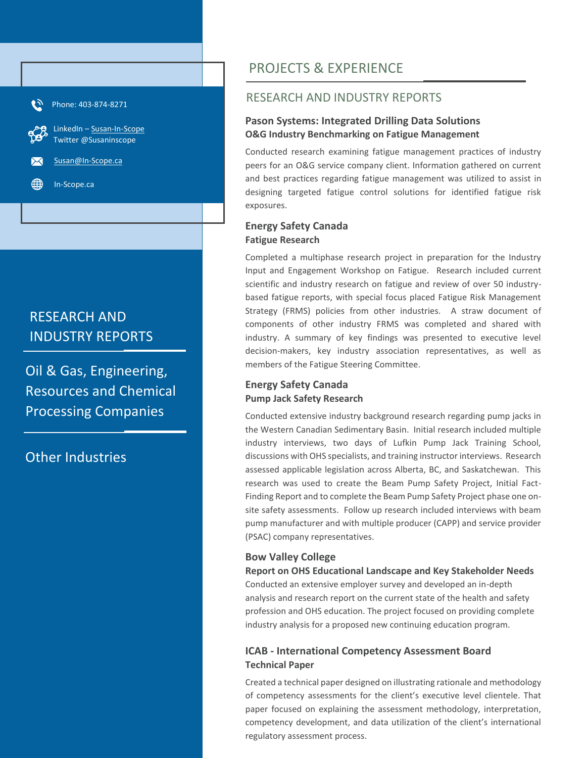Phone: 403-874-8271

LinkedIn – Susan-In-Scope
Twitter @Susaninscope

Susan@In-Scope.ca

In-Scope.ca

## RESEARCH AND INDUSTRY REPORTS

Oil & Gas, Engineering, Resources and Chemical Processing Companies

Other Industries

# PROJECTS & EXPERIENCE

## RESEARCH AND INDUSTRY REPORTS

### Pason Systems: Integrated Drilling Data Solutions
**O&G Industry Benchmarking on Fatigue Management**

Conducted research examining fatigue management practices of industry peers for an O&G service company client. Information gathered on current and best practices regarding fatigue management was utilized to assist in designing targeted fatigue control solutions for identified fatigue risk exposures.

### Energy Safety Canada
**Fatigue Research**

Completed a multiphase research project in preparation for the Industry Input and Engagement Workshop on Fatigue. Research included current scientific and industry research on fatigue and review of over 50 industry-based fatigue reports, with special focus placed Fatigue Risk Management Strategy (FRMS) policies from other industries. A straw document of components of other industry FRMS was completed and shared with industry. A summary of key findings was presented to executive level decision-makers, key industry association representatives, as well as members of the Fatigue Steering Committee.

### Energy Safety Canada
**Pump Jack Safety Research**

Conducted extensive industry background research regarding pump jacks in the Western Canadian Sedimentary Basin. Initial research included multiple industry interviews, two days of Lufkin Pump Jack Training School, discussions with OHS specialists, and training instructor interviews. Research assessed applicable legislation across Alberta, BC, and Saskatchewan. This research was used to create the Beam Pump Safety Project, Initial Fact-Finding Report and to complete the Beam Pump Safety Project phase one on-site safety assessments. Follow up research included interviews with beam pump manufacturer and with multiple producer (CAPP) and service provider (PSAC) company representatives.

### Bow Valley College
**Report on OHS Educational Landscape and Key Stakeholder Needs**

Conducted an extensive employer survey and developed an in-depth analysis and research report on the current state of the health and safety profession and OHS education. The project focused on providing complete industry analysis for a proposed new continuing education program.

### ICAB - International Competency Assessment Board
**Technical Paper**

Created a technical paper designed on illustrating rationale and methodology of competency assessments for the client's executive level clientele. That paper focused on explaining the assessment methodology, interpretation, competency development, and data utilization of the client's international regulatory assessment process.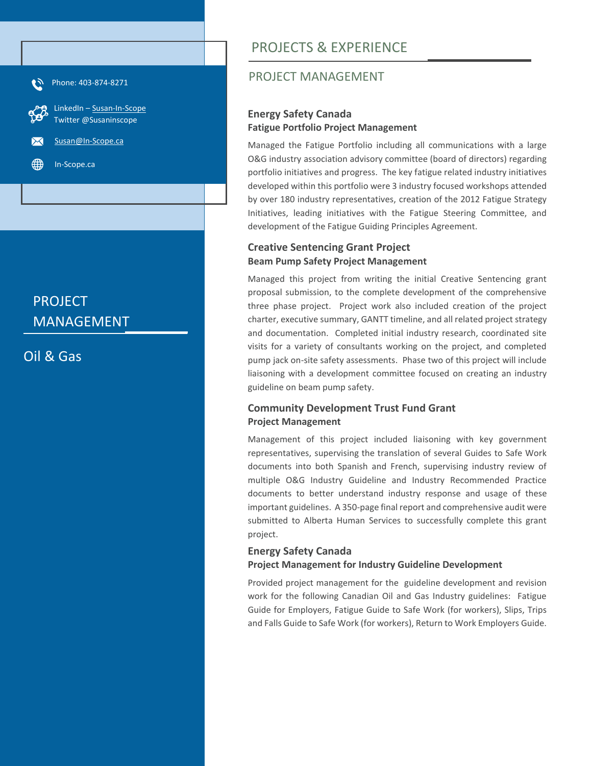Phone: 403-874-8271

LinkedIn – Susan-In-Scope
Twitter @Susaninscope

Susan@In-Scope.ca

In-Scope.ca

PROJECT MANAGEMENT

Oil & Gas

# PROJECTS & EXPERIENCE

## PROJECT MANAGEMENT

### Energy Safety Canada

**Fatigue Portfolio Project Management**

Managed the Fatigue Portfolio including all communications with a large O&G industry association advisory committee (board of directors) regarding portfolio initiatives and progress. The key fatigue related industry initiatives developed within this portfolio were 3 industry focused workshops attended by over 180 industry representatives, creation of the 2012 Fatigue Strategy Initiatives, leading initiatives with the Fatigue Steering Committee, and development of the Fatigue Guiding Principles Agreement.

### Creative Sentencing Grant Project

**Beam Pump Safety Project Management**

Managed this project from writing the initial Creative Sentencing grant proposal submission, to the complete development of the comprehensive three phase project. Project work also included creation of the project charter, executive summary, GANTT timeline, and all related project strategy and documentation. Completed initial industry research, coordinated site visits for a variety of consultants working on the project, and completed pump jack on-site safety assessments. Phase two of this project will include liaisoning with a development committee focused on creating an industry guideline on beam pump safety.

### Community Development Trust Fund Grant

**Project Management**

Management of this project included liaisoning with key government representatives, supervising the translation of several Guides to Safe Work documents into both Spanish and French, supervising industry review of multiple O&G Industry Guideline and Industry Recommended Practice documents to better understand industry response and usage of these important guidelines. A 350-page final report and comprehensive audit were submitted to Alberta Human Services to successfully complete this grant project.

### Energy Safety Canada

**Project Management for Industry Guideline Development**

Provided project management for the guideline development and revision work for the following Canadian Oil and Gas Industry guidelines: Fatigue Guide for Employers, Fatigue Guide to Safe Work (for workers), Slips, Trips and Falls Guide to Safe Work (for workers), Return to Work Employers Guide.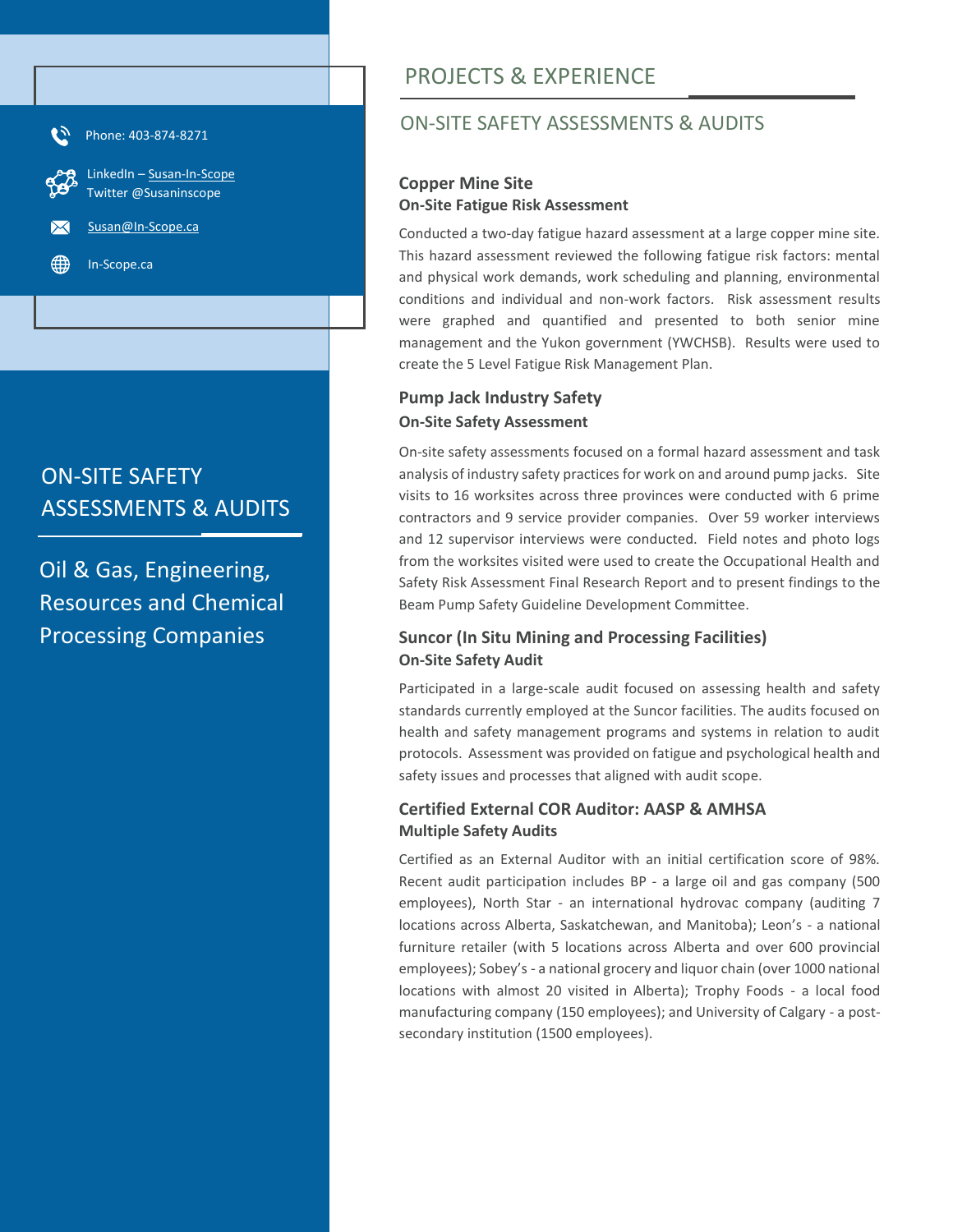Phone: 403-874-8271

LinkedIn – Susan-In-Scope
Twitter @Susaninscope

Susan@In-Scope.ca

In-Scope.ca

## ON-SITE SAFETY ASSESSMENTS & AUDITS

Oil & Gas, Engineering, Resources and Chemical Processing Companies

# PROJECTS & EXPERIENCE

## ON-SITE SAFETY ASSESSMENTS & AUDITS

### Copper Mine Site

**On-Site Fatigue Risk Assessment**

Conducted a two-day fatigue hazard assessment at a large copper mine site. This hazard assessment reviewed the following fatigue risk factors: mental and physical work demands, work scheduling and planning, environmental conditions and individual and non-work factors. Risk assessment results were graphed and quantified and presented to both senior mine management and the Yukon government (YWCHSB). Results were used to create the 5 Level Fatigue Risk Management Plan.

### Pump Jack Industry Safety

**On-Site Safety Assessment**

On-site safety assessments focused on a formal hazard assessment and task analysis of industry safety practices for work on and around pump jacks. Site visits to 16 worksites across three provinces were conducted with 6 prime contractors and 9 service provider companies. Over 59 worker interviews and 12 supervisor interviews were conducted. Field notes and photo logs from the worksites visited were used to create the Occupational Health and Safety Risk Assessment Final Research Report and to present findings to the Beam Pump Safety Guideline Development Committee.

### Suncor (In Situ Mining and Processing Facilities)

**On-Site Safety Audit**

Participated in a large-scale audit focused on assessing health and safety standards currently employed at the Suncor facilities. The audits focused on health and safety management programs and systems in relation to audit protocols. Assessment was provided on fatigue and psychological health and safety issues and processes that aligned with audit scope.

### Certified External COR Auditor: AASP & AMHSA

**Multiple Safety Audits**

Certified as an External Auditor with an initial certification score of 98%. Recent audit participation includes BP - a large oil and gas company (500 employees), North Star - an international hydrovac company (auditing 7 locations across Alberta, Saskatchewan, and Manitoba); Leon's - a national furniture retailer (with 5 locations across Alberta and over 600 provincial employees); Sobey's - a national grocery and liquor chain (over 1000 national locations with almost 20 visited in Alberta); Trophy Foods - a local food manufacturing company (150 employees); and University of Calgary - a post-secondary institution (1500 employees).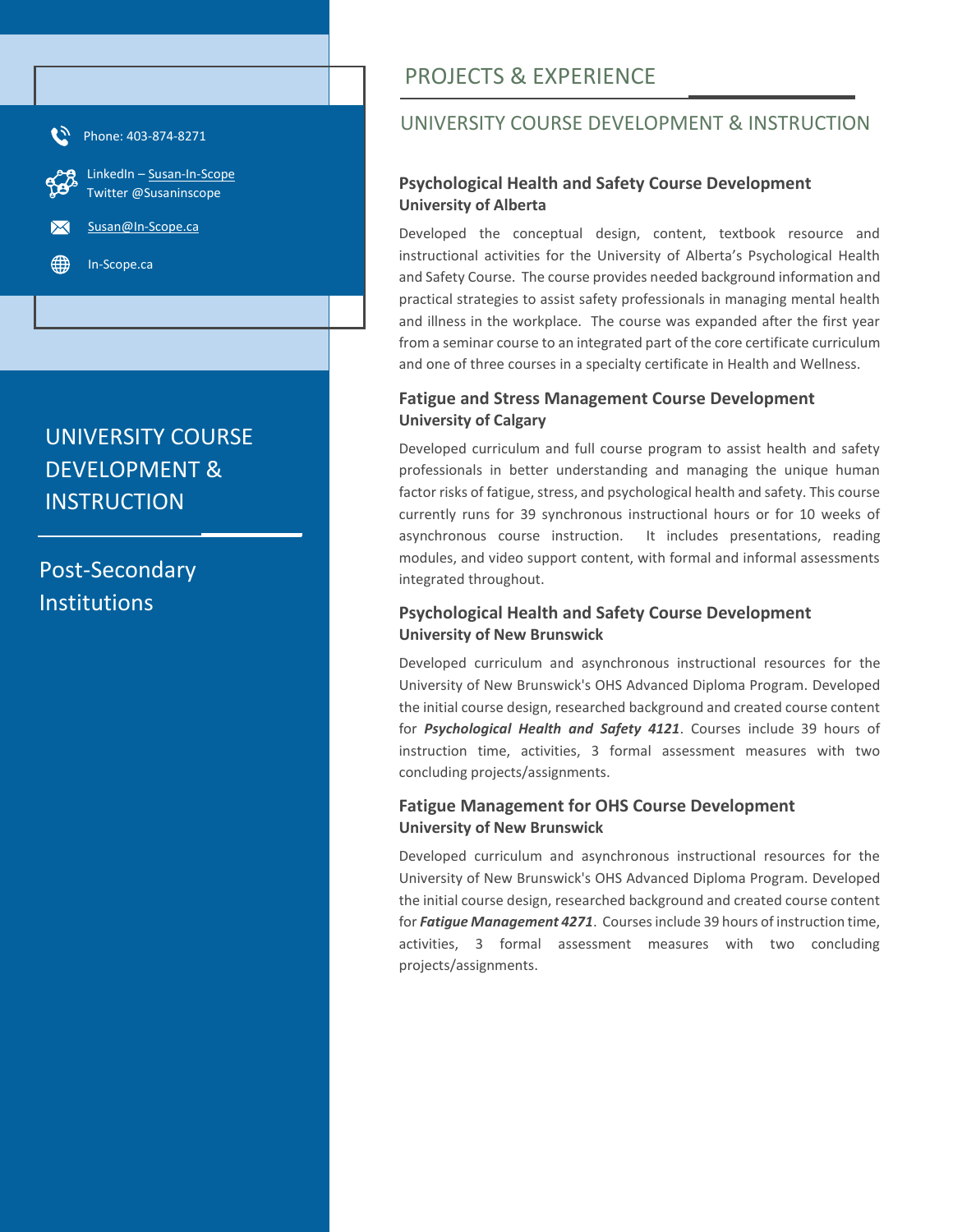Phone: 403-874-8271

LinkedIn – Susan-In-Scope
Twitter @Susaninscope

Susan@In-Scope.ca

In-Scope.ca

## UNIVERSITY COURSE DEVELOPMENT & INSTRUCTION

Post-Secondary Institutions

# PROJECTS & EXPERIENCE

## UNIVERSITY COURSE DEVELOPMENT & INSTRUCTION

### Psychological Health and Safety Course Development
**University of Alberta**

Developed the conceptual design, content, textbook resource and instructional activities for the University of Alberta's Psychological Health and Safety Course. The course provides needed background information and practical strategies to assist safety professionals in managing mental health and illness in the workplace. The course was expanded after the first year from a seminar course to an integrated part of the core certificate curriculum and one of three courses in a specialty certificate in Health and Wellness.

### Fatigue and Stress Management Course Development
**University of Calgary**

Developed curriculum and full course program to assist health and safety professionals in better understanding and managing the unique human factor risks of fatigue, stress, and psychological health and safety. This course currently runs for 39 synchronous instructional hours or for 10 weeks of asynchronous course instruction. It includes presentations, reading modules, and video support content, with formal and informal assessments integrated throughout.

### Psychological Health and Safety Course Development
**University of New Brunswick**

Developed curriculum and asynchronous instructional resources for the University of New Brunswick's OHS Advanced Diploma Program. Developed the initial course design, researched background and created course content for ***Psychological Health and Safety 4121***. Courses include 39 hours of instruction time, activities, 3 formal assessment measures with two concluding projects/assignments.

### Fatigue Management for OHS Course Development
**University of New Brunswick**

Developed curriculum and asynchronous instructional resources for the University of New Brunswick's OHS Advanced Diploma Program. Developed the initial course design, researched background and created course content for ***Fatigue Management 4271***. Courses include 39 hours of instruction time, activities, 3 formal assessment measures with two concluding projects/assignments.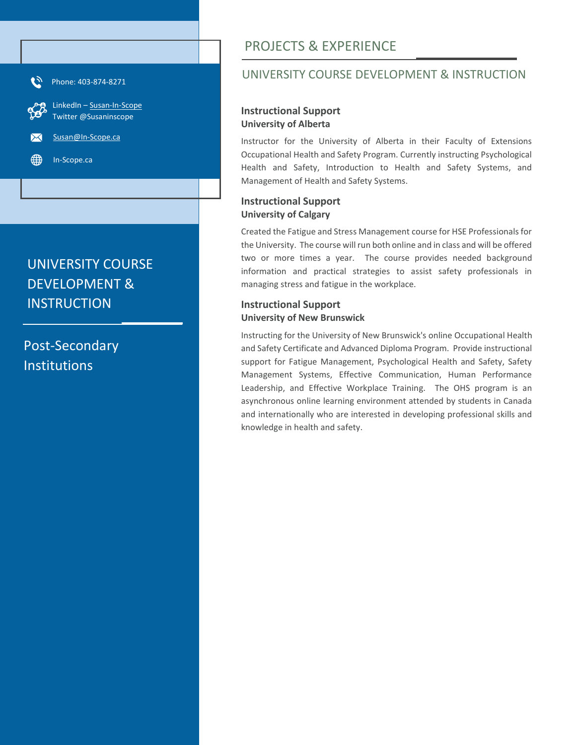Phone: 403-874-8271

LinkedIn – Susan-In-Scope
Twitter @Susaninscope

Susan@In-Scope.ca

In-Scope.ca

## UNIVERSITY COURSE DEVELOPMENT & INSTRUCTION

Post-Secondary Institutions

# PROJECTS & EXPERIENCE

## UNIVERSITY COURSE DEVELOPMENT & INSTRUCTION

### Instructional Support
**University of Alberta**

Instructor for the University of Alberta in their Faculty of Extensions Occupational Health and Safety Program. Currently instructing Psychological Health and Safety, Introduction to Health and Safety Systems, and Management of Health and Safety Systems.

### Instructional Support
**University of Calgary**

Created the Fatigue and Stress Management course for HSE Professionals for the University. The course will run both online and in class and will be offered two or more times a year. The course provides needed background information and practical strategies to assist safety professionals in managing stress and fatigue in the workplace.

### Instructional Support
**University of New Brunswick**

Instructing for the University of New Brunswick's online Occupational Health and Safety Certificate and Advanced Diploma Program. Provide instructional support for Fatigue Management, Psychological Health and Safety, Safety Management Systems, Effective Communication, Human Performance Leadership, and Effective Workplace Training. The OHS program is an asynchronous online learning environment attended by students in Canada and internationally who are interested in developing professional skills and knowledge in health and safety.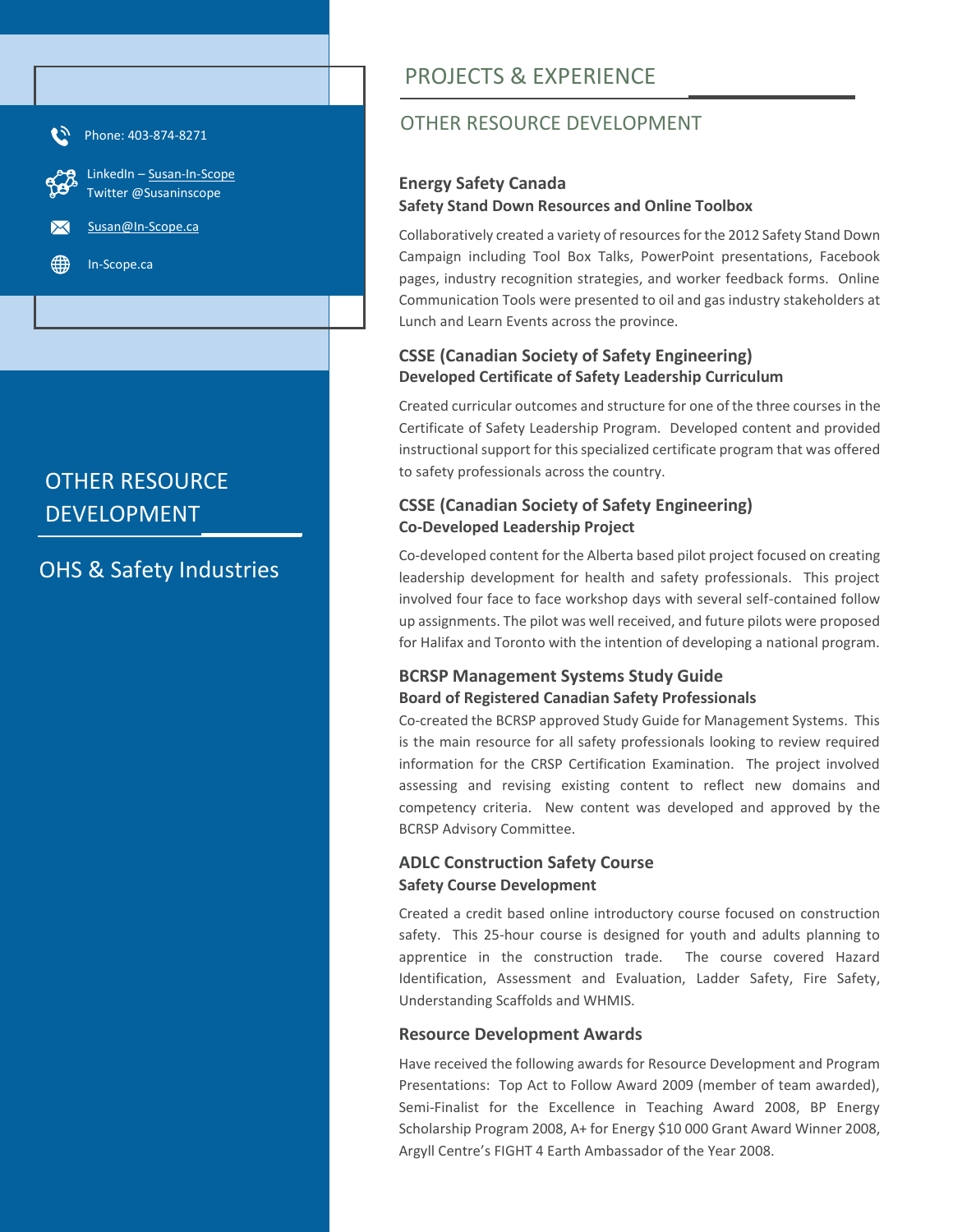Phone: 403-874-8271

LinkedIn – Susan-In-Scope
Twitter @Susaninscope

Susan@In-Scope.ca

In-Scope.ca

## OTHER RESOURCE DEVELOPMENT

OHS & Safety Industries

# PROJECTS & EXPERIENCE

## OTHER RESOURCE DEVELOPMENT

### Energy Safety Canada

**Safety Stand Down Resources and Online Toolbox**

Collaboratively created a variety of resources for the 2012 Safety Stand Down Campaign including Tool Box Talks, PowerPoint presentations, Facebook pages, industry recognition strategies, and worker feedback forms. Online Communication Tools were presented to oil and gas industry stakeholders at Lunch and Learn Events across the province.

### CSSE (Canadian Society of Safety Engineering)

**Developed Certificate of Safety Leadership Curriculum**

Created curricular outcomes and structure for one of the three courses in the Certificate of Safety Leadership Program. Developed content and provided instructional support for this specialized certificate program that was offered to safety professionals across the country.

### CSSE (Canadian Society of Safety Engineering)

**Co-Developed Leadership Project**

Co-developed content for the Alberta based pilot project focused on creating leadership development for health and safety professionals. This project involved four face to face workshop days with several self-contained follow up assignments. The pilot was well received, and future pilots were proposed for Halifax and Toronto with the intention of developing a national program.

### BCRSP Management Systems Study Guide

**Board of Registered Canadian Safety Professionals**

Co-created the BCRSP approved Study Guide for Management Systems. This is the main resource for all safety professionals looking to review required information for the CRSP Certification Examination. The project involved assessing and revising existing content to reflect new domains and competency criteria. New content was developed and approved by the BCRSP Advisory Committee.

### ADLC Construction Safety Course

**Safety Course Development**

Created a credit based online introductory course focused on construction safety. This 25-hour course is designed for youth and adults planning to apprentice in the construction trade. The course covered Hazard Identification, Assessment and Evaluation, Ladder Safety, Fire Safety, Understanding Scaffolds and WHMIS.

### Resource Development Awards

Have received the following awards for Resource Development and Program Presentations: Top Act to Follow Award 2009 (member of team awarded), Semi-Finalist for the Excellence in Teaching Award 2008, BP Energy Scholarship Program 2008, A+ for Energy $10 000 Grant Award Winner 2008, Argyll Centre's FIGHT 4 Earth Ambassador of the Year 2008.